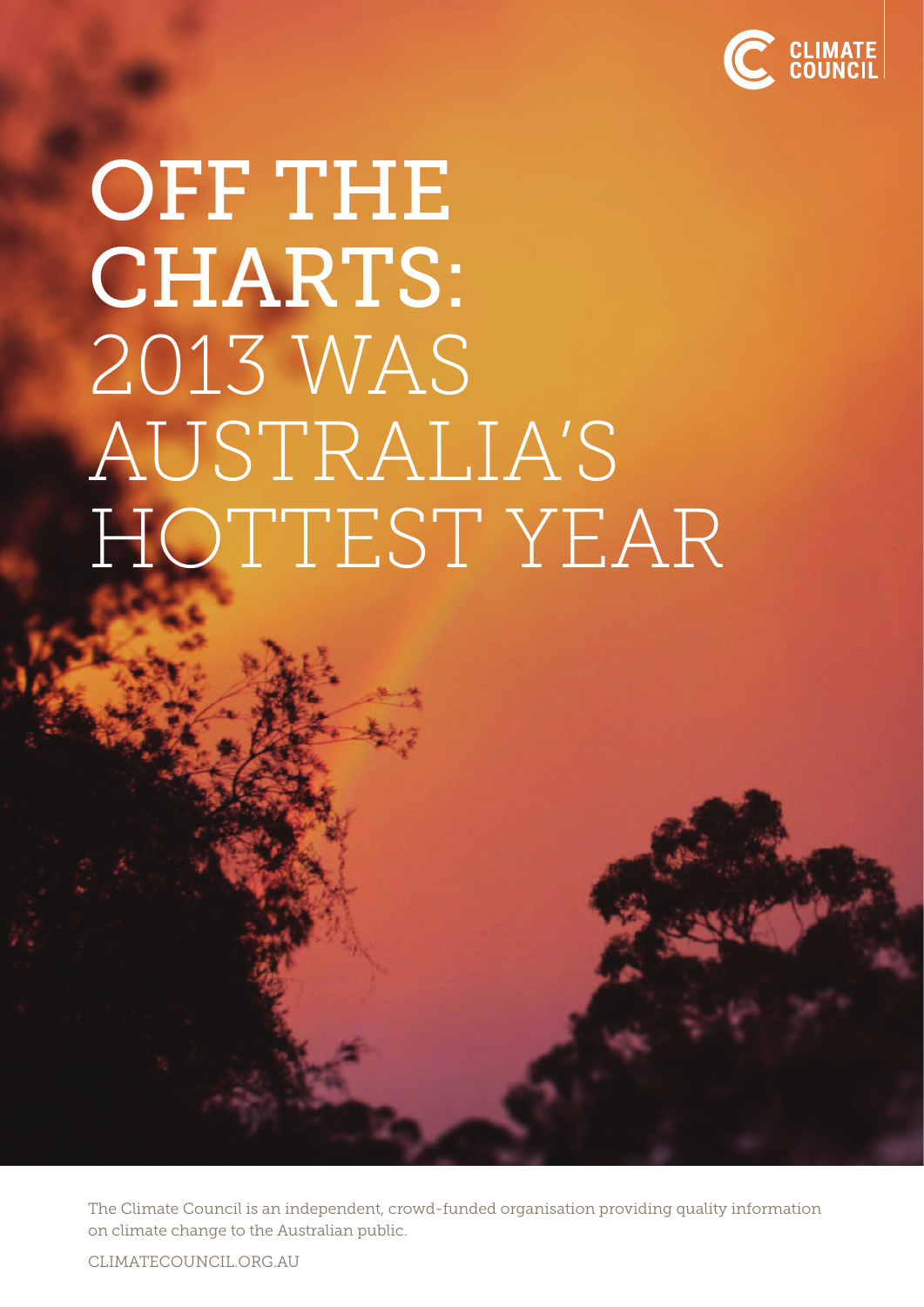CLIMATE COUNCIL

# OFF THE CHARTS: 2013 WAS AUSTRALIA'S HOTTEST YEAR

The Climate Council is an independent, crowd-funded organisation providing quality information on climate change to the Australian public.

CLIMATECOUNCIL.ORG.AU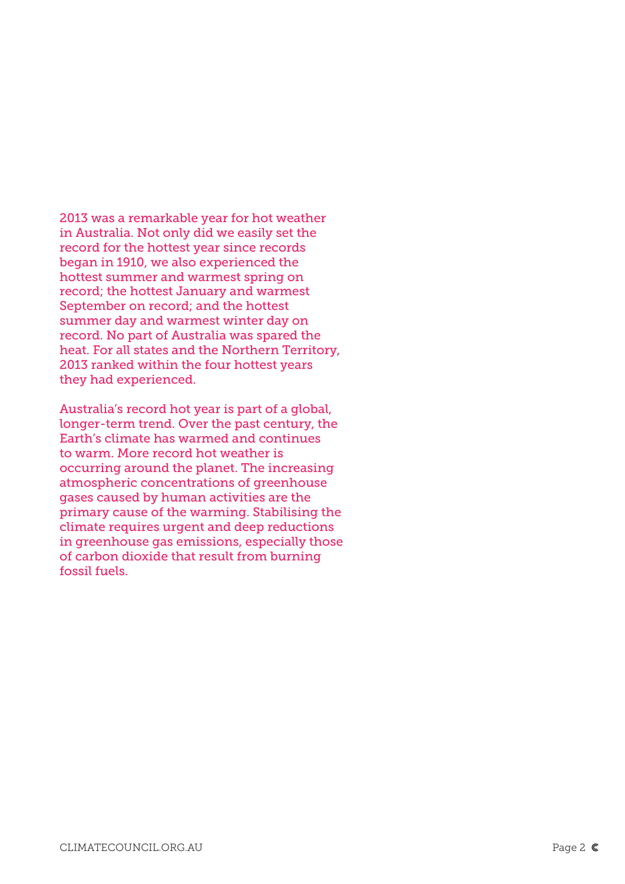2013 was a remarkable year for hot weather in Australia. Not only did we easily set the record for the hottest year since records began in 1910, we also experienced the hottest summer and warmest spring on record; the hottest January and warmest September on record; and the hottest summer day and warmest winter day on record. No part of Australia was spared the heat. For all states and the Northern Territory, 2013 ranked within the four hottest years they had experienced.

Australia's record hot year is part of a global, longer-term trend. Over the past century, the Earth's climate has warmed and continues to warm. More record hot weather is occurring around the planet. The increasing atmospheric concentrations of greenhouse gases caused by human activities are the primary cause of the warming. Stabilising the climate requires urgent and deep reductions in greenhouse gas emissions, especially those of carbon dioxide that result from burning fossil fuels.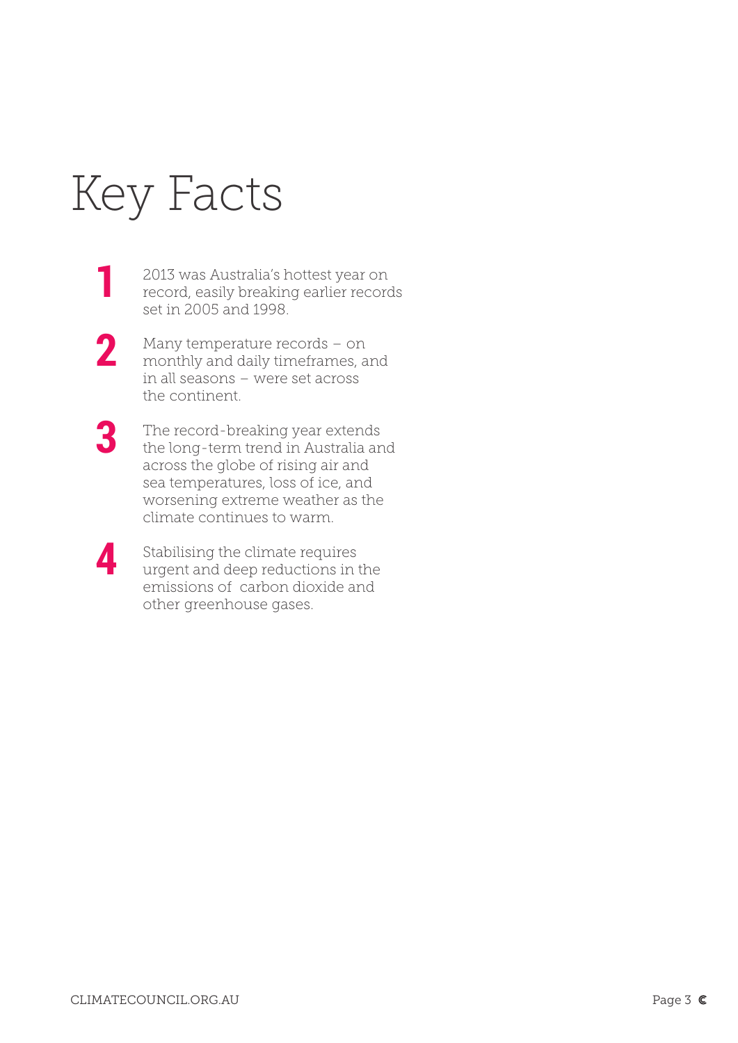# Key Facts

1. 2013 was Australia's hottest year on record, easily breaking earlier records set in 2005 and 1998.

2. Many temperature records – on monthly and daily timeframes, and in all seasons – were set across the continent.

3. The record-breaking year extends the long-term trend in Australia and across the globe of rising air and sea temperatures, loss of ice, and worsening extreme weather as the climate continues to warm.

4. Stabilising the climate requires urgent and deep reductions in the emissions of carbon dioxide and other greenhouse gases.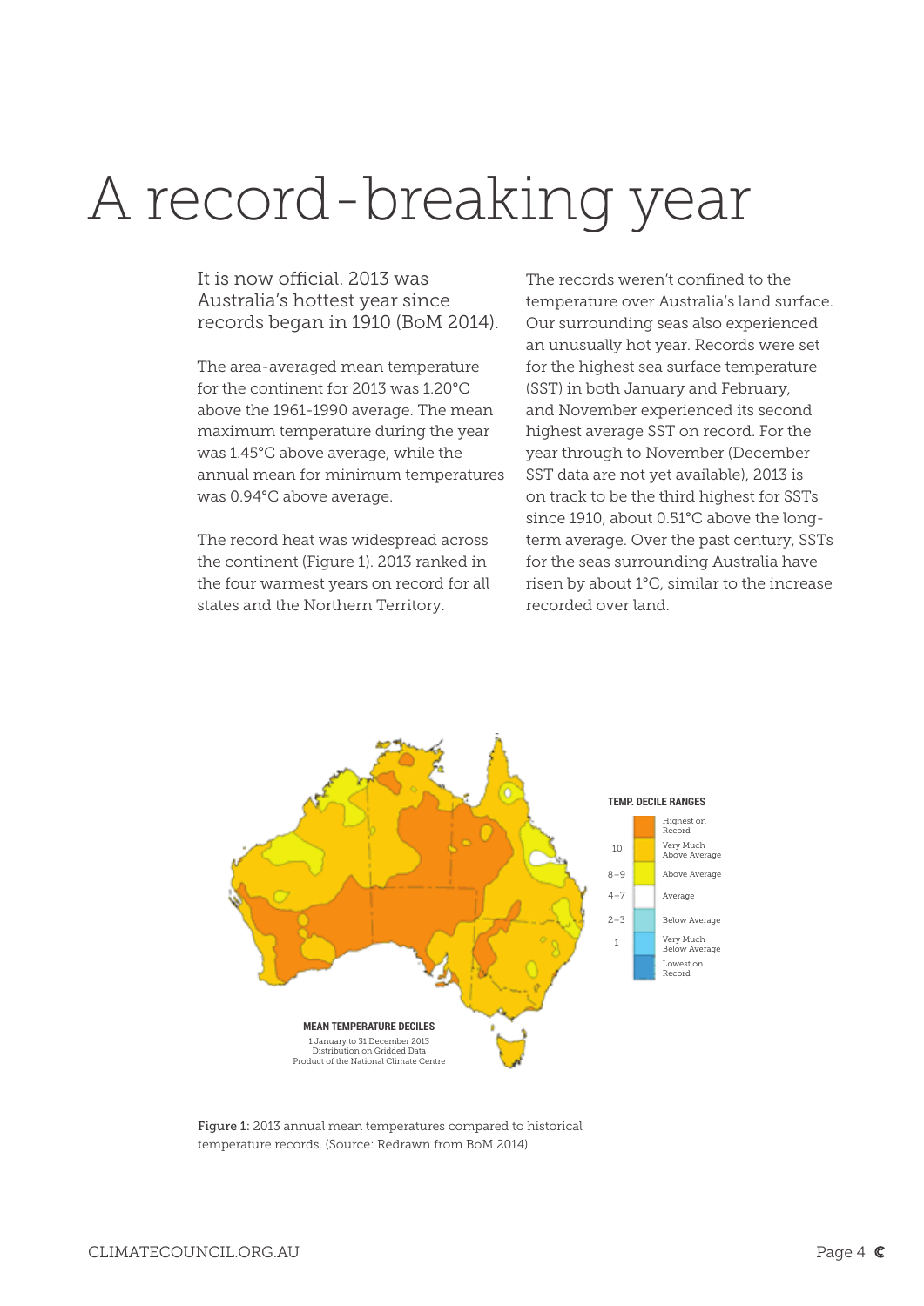# A record-breaking year

It is now official. 2013 was Australia's hottest year since records began in 1910 (BoM 2014).

The area-averaged mean temperature for the continent for 2013 was 1.20°C above the 1961-1990 average. The mean maximum temperature during the year was 1.45°C above average, while the annual mean for minimum temperatures was 0.94°C above average.

The record heat was widespread across the continent (Figure 1). 2013 ranked in the four warmest years on record for all states and the Northern Territory.

The records weren't confined to the temperature over Australia's land surface. Our surrounding seas also experienced an unusually hot year. Records were set for the highest sea surface temperature (SST) in both January and February, and November experienced its second highest average SST on record. For the year through to November (December SST data are not yet available), 2013 is on track to be the third highest for SSTs since 1910, about 0.51°C above the long-term average. Over the past century, SSTs for the seas surrounding Australia have risen by about 1°C, similar to the increase recorded over land.

**MEAN TEMPERATURE DECILES**
1 January to 31 December 2013
Distribution on Gridded Data
Product of the National Climate Centre

**TEMP. DECILE RANGES**

| Decile | Category |
|---|---|
| | Highest on Record |
| 10 | Very Much Above Average |
| 8–9 | Above Average |
| 4–7 | Average |
| 2–3 | Below Average |
| 1 | Very Much Below Average |
| | Lowest on Record |

**Figure 1:** 2013 annual mean temperatures compared to historical temperature records. (Source: Redrawn from BoM 2014)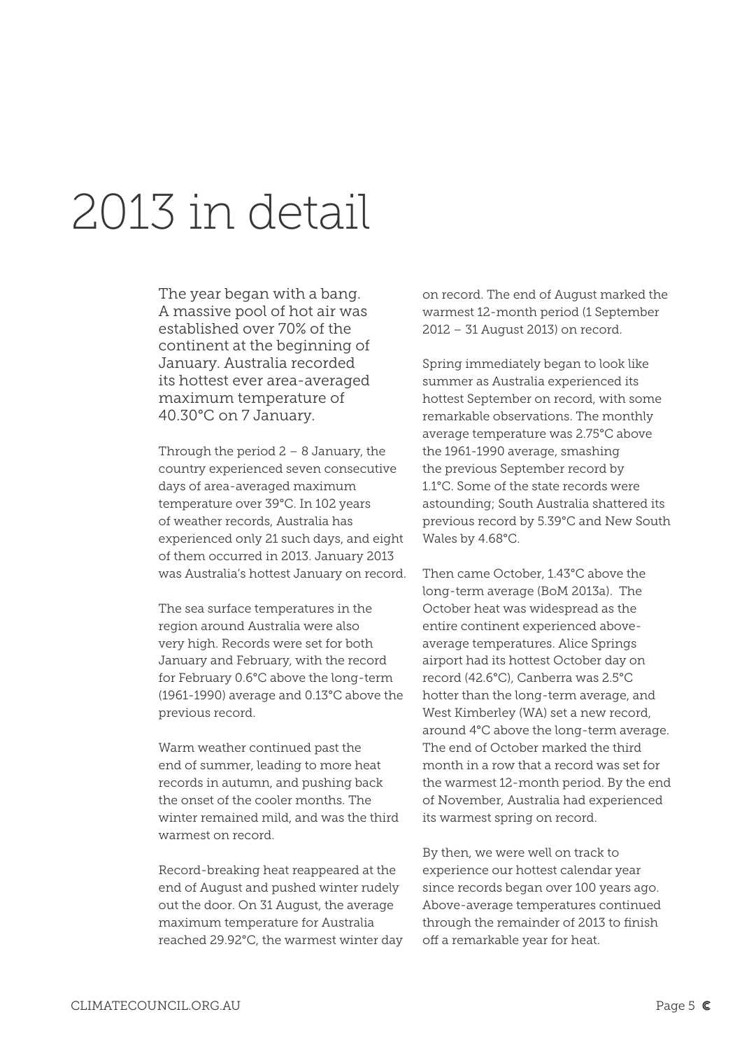# 2013 in detail

The year began with a bang. A massive pool of hot air was established over 70% of the continent at the beginning of January. Australia recorded its hottest ever area-averaged maximum temperature of 40.30°C on 7 January.

Through the period 2 – 8 January, the country experienced seven consecutive days of area-averaged maximum temperature over 39°C. In 102 years of weather records, Australia has experienced only 21 such days, and eight of them occurred in 2013. January 2013 was Australia's hottest January on record.

The sea surface temperatures in the region around Australia were also very high. Records were set for both January and February, with the record for February 0.6°C above the long-term (1961-1990) average and 0.13°C above the previous record.

Warm weather continued past the end of summer, leading to more heat records in autumn, and pushing back the onset of the cooler months. The winter remained mild, and was the third warmest on record.

Record-breaking heat reappeared at the end of August and pushed winter rudely out the door. On 31 August, the average maximum temperature for Australia reached 29.92°C, the warmest winter day on record. The end of August marked the warmest 12-month period (1 September 2012 – 31 August 2013) on record.

Spring immediately began to look like summer as Australia experienced its hottest September on record, with some remarkable observations. The monthly average temperature was 2.75°C above the 1961-1990 average, smashing the previous September record by 1.1°C. Some of the state records were astounding; South Australia shattered its previous record by 5.39°C and New South Wales by 4.68°C.

Then came October, 1.43°C above the long-term average (BoM 2013a). The October heat was widespread as the entire continent experienced above-average temperatures. Alice Springs airport had its hottest October day on record (42.6°C), Canberra was 2.5°C hotter than the long-term average, and West Kimberley (WA) set a new record, around 4°C above the long-term average. The end of October marked the third month in a row that a record was set for the warmest 12-month period. By the end of November, Australia had experienced its warmest spring on record.

By then, we were well on track to experience our hottest calendar year since records began over 100 years ago. Above-average temperatures continued through the remainder of 2013 to finish off a remarkable year for heat.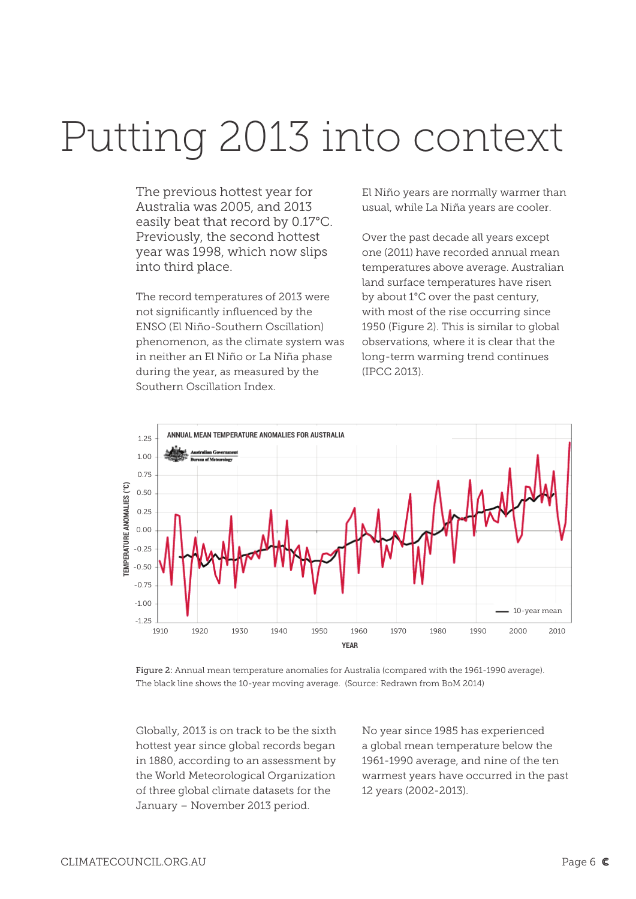# Putting 2013 into context

The previous hottest year for Australia was 2005, and 2013 easily beat that record by 0.17°C. Previously, the second hottest year was 1998, which now slips into third place.

The record temperatures of 2013 were not significantly influenced by the ENSO (El Niño-Southern Oscillation) phenomenon, as the climate system was in neither an El Niño or La Niña phase during the year, as measured by the Southern Oscillation Index.

El Niño years are normally warmer than usual, while La Niña years are cooler.

Over the past decade all years except one (2011) have recorded annual mean temperatures above average. Australian land surface temperatures have risen by about 1°C over the past century, with most of the rise occurring since 1950 (Figure 2). This is similar to global observations, where it is clear that the long-term warming trend continues (IPCC 2013).

Figure 2: Annual mean temperature anomalies for Australia (compared with the 1961-1990 average). The black line shows the 10-year moving average. (Source: Redrawn from BoM 2014)

Globally, 2013 is on track to be the sixth hottest year since global records began in 1880, according to an assessment by the World Meteorological Organization of three global climate datasets for the January – November 2013 period.

No year since 1985 has experienced a global mean temperature below the 1961-1990 average, and nine of the ten warmest years have occurred in the past 12 years (2002-2013).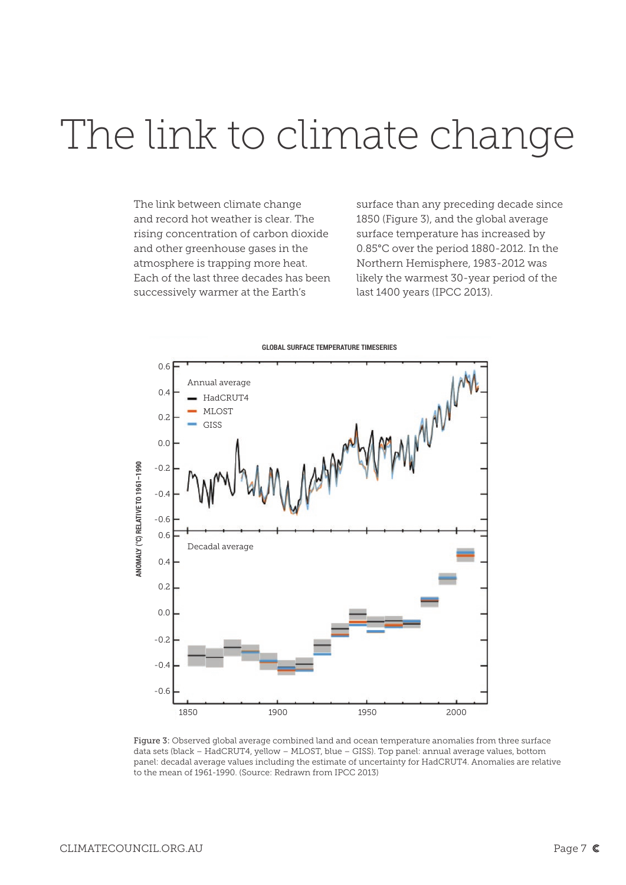# The link to climate change

The link between climate change and record hot weather is clear. The rising concentration of carbon dioxide and other greenhouse gases in the atmosphere is trapping more heat. Each of the last three decades has been successively warmer at the Earth's surface than any preceding decade since 1850 (Figure 3), and the global average surface temperature has increased by 0.85°C over the period 1880-2012. In the Northern Hemisphere, 1983-2012 was likely the warmest 30-year period of the last 1400 years (IPCC 2013).

Figure 3: Observed global average combined land and ocean temperature anomalies from three surface data sets (black – HadCRUT4, yellow – MLOST, blue – GISS). Top panel: annual average values, bottom panel: decadal average values including the estimate of uncertainty for HadCRUT4. Anomalies are relative to the mean of 1961-1990. (Source: Redrawn from IPCC 2013)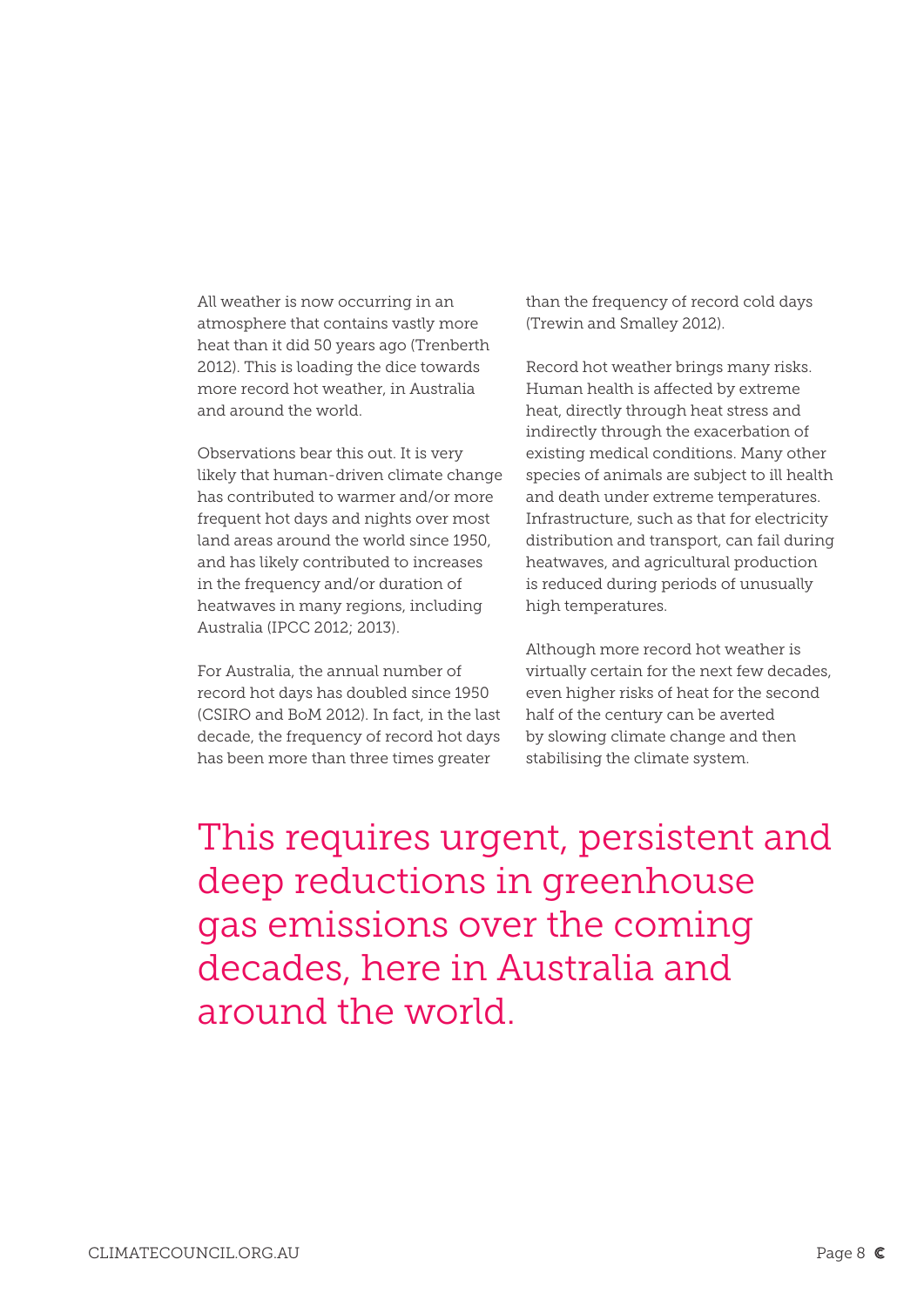All weather is now occurring in an atmosphere that contains vastly more heat than it did 50 years ago (Trenberth 2012). This is loading the dice towards more record hot weather, in Australia and around the world.

Observations bear this out. It is very likely that human-driven climate change has contributed to warmer and/or more frequent hot days and nights over most land areas around the world since 1950, and has likely contributed to increases in the frequency and/or duration of heatwaves in many regions, including Australia (IPCC 2012; 2013).

For Australia, the annual number of record hot days has doubled since 1950 (CSIRO and BoM 2012). In fact, in the last decade, the frequency of record hot days has been more than three times greater than the frequency of record cold days (Trewin and Smalley 2012).

Record hot weather brings many risks. Human health is affected by extreme heat, directly through heat stress and indirectly through the exacerbation of existing medical conditions. Many other species of animals are subject to ill health and death under extreme temperatures. Infrastructure, such as that for electricity distribution and transport, can fail during heatwaves, and agricultural production is reduced during periods of unusually high temperatures.

Although more record hot weather is virtually certain for the next few decades, even higher risks of heat for the second half of the century can be averted by slowing climate change and then stabilising the climate system.

## This requires urgent, persistent and deep reductions in greenhouse gas emissions over the coming decades, here in Australia and around the world.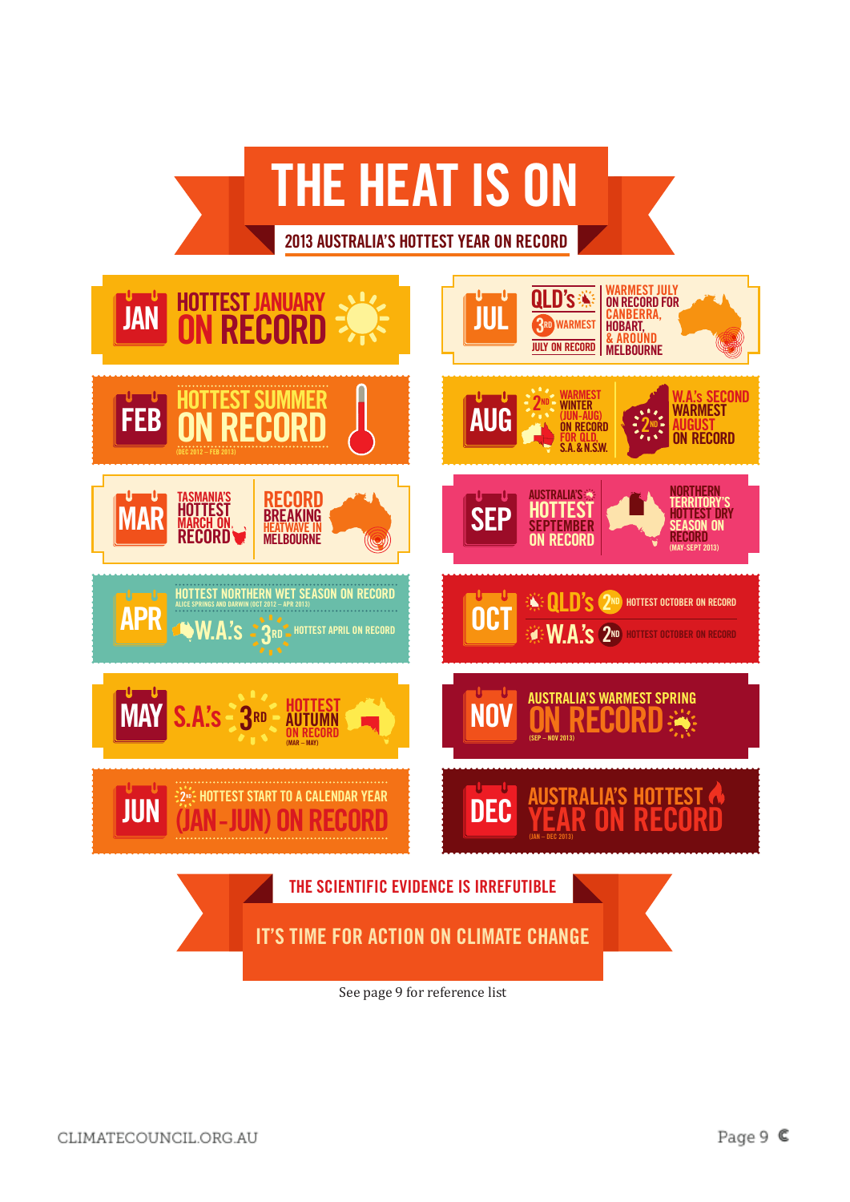# THE HEAT IS ON

## 2013 AUSTRALIA'S HOTTEST YEAR ON RECORD

**JAN** — HOTTEST JANUARY ON RECORD

**FEB** — HOTTEST SUMMER ON RECORD (DEC 2012 – FEB 2013)

**MAR** — TASMANIA'S HOTTEST MARCH ON RECORD | RECORD BREAKING HEATWAVE IN MELBOURNE

**APR** — HOTTEST NORTHERN WET SEASON ON RECORD — ALICE SPRINGS AND DARWIN (OCT 2012 – APR 2013) | W.A.'s 3RD HOTTEST APRIL ON RECORD

**MAY** — S.A.'s 3RD HOTTEST AUTUMN ON RECORD (MAR – MAY)

**JUN** — 2ND HOTTEST START TO A CALENDAR YEAR (JAN–JUN) ON RECORD

**JUL** — QLD's 3RD WARMEST JULY ON RECORD | WARMEST JULY ON RECORD FOR CANBERRA, HOBART, & AROUND MELBOURNE

**AUG** — 2ND WARMEST WINTER (JUN-AUG) ON RECORD FOR QLD, S.A. & N.S.W. | W.A.'s SECOND WARMEST AUGUST ON RECORD

**SEP** — AUSTRALIA'S HOTTEST SEPTEMBER ON RECORD | NORTHERN TERRITORY'S HOTTEST DRY SEASON ON RECORD (MAY-SEPT 2013)

**OCT** — QLD's 2ND HOTTEST OCTOBER ON RECORD | W.A.'s 2ND HOTTEST OCTOBER ON RECORD

**NOV** — AUSTRALIA'S WARMEST SPRING ON RECORD (SEP – NOV 2013)

**DEC** — AUSTRALIA'S HOTTEST YEAR ON RECORD (JAN – DEC 2013)

**THE SCIENTIFIC EVIDENCE IS IRREFUTABLE**

**IT'S TIME FOR ACTION ON CLIMATE CHANGE**

See page 9 for reference list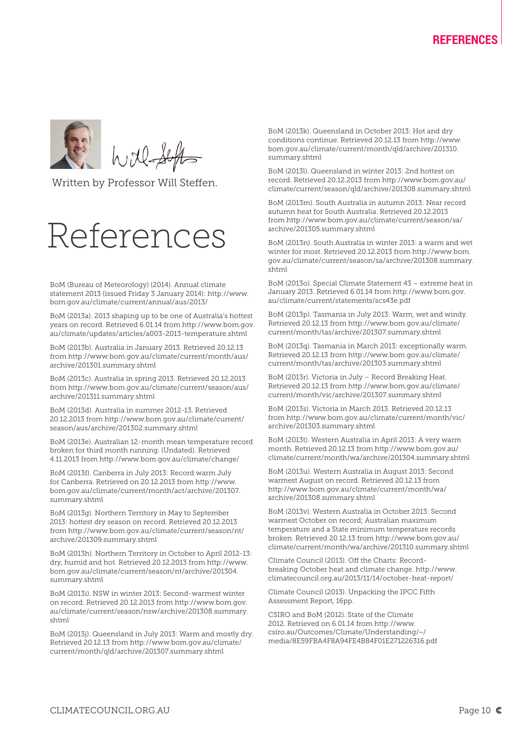Written by Professor Will Steffen.

# References

BoM (Bureau of Meteorology) (2014). Annual climate statement 2013 (issued Friday 3 January 2014): http://www.bom.gov.au/climate/current/annual/aus/2013/

BoM (2013a). 2013 shaping up to be one of Australia's hottest years on record. Retrieved 6.01.14 from http://www.bom.gov.au/climate/updates/articles/a003-2013-temperature.shtml

BoM (2013b). Australia in January 2013. Retrieved 20.12.13 from http://www.bom.gov.au/climate/current/month/aus/archive/201301.summary.shtml

BoM (2013c). Australia in spring 2013. Retrieved 20.12.2013 from http://www.bom.gov.au/climate/current/season/aus/archive/201311.summary.shtml

BoM (2013d). Australia in summer 2012-13. Retrieved 20.12.2013 from http://www.bom.gov.au/climate/current/season/aus/archive/201302.summary.shtml

BoM (2013e). Australian 12-month mean temperature record broken for third month running. (Undated). Retrieved 4.11.2013 from http://www.bom.gov.au/climate/change/

BoM (2013f). Canberra in July 2013: Record warm July for Canberra. Retrieved on 20.12.2013 from http://www.bom.gov.au/climate/current/month/act/archive/201307.summary.shtml

BoM (2013g). Northern Territory in May to September 2013: hottest dry season on record. Retrieved 20.12.2013 from http://www.bom.gov.au/climate/current/season/nt/archive/201309.summary.shtml

BoM (2013h). Northern Territory in October to April 2012-13: dry, humid and hot. Retrieved 20.12.2013 from http://www.bom.gov.au/climate/current/season/nt/archive/201304.summary.shtml

BoM (2013i). NSW in winter 2013: Second-warmest winter on record. Retrieved 20.12.2013 from http://www.bom.gov.au/climate/current/season/nsw/archive/201308.summary.shtml

BoM (2013j). Queensland in July 2013: Warm and mostly dry. Retrieved 20.12.13 from http://www.bom.gov.au/climate/current/month/qld/archive/201307.summary.shtml

BoM (2013k). Queensland in October 2013: Hot and dry conditions continue. Retrieved 20.12.13 from http://www.bom.gov.au/climate/current/month/qld/archive/201310.summary.shtml

BoM (2013l). Queensland in winter 2013: 2nd hottest on record. Retrieved 20.12.2013 from http://www.bom.gov.au/climate/current/season/qld/archive/201308.summary.shtml

BoM (2013m). South Australia in autumn 2013: Near record autumn heat for South Australia. Retrieved 20.12.2013 from http://www.bom.gov.au/climate/current/season/sa/archive/201305.summary.shtml

BoM (2013n). South Australia in winter 2013: a warm and wet winter for most. Retrieved 20.12.2013 from http://www.bom.gov.au/climate/current/season/sa/archive/201308.summary.shtml

BoM (2013o). Special Climate Statement 43 – extreme heat in January 2013. Retrieved 6.01.14 from http://www.bom.gov.au/climate/current/statements/scs43e.pdf

BoM (2013p). Tasmania in July 2013: Warm, wet and windy. Retrieved 20.12.13 from http://www.bom.gov.au/climate/current/month/tas/archive/201307.summary.shtml

BoM (2013q). Tasmania in March 2013: exceptionally warm. Retrieved 20.12.13 from http://www.bom.gov.au/climate/current/month/tas/archive/201303.summary.shtml

BoM (2013r). Victoria in July – Record Breaking Heat. Retrieved 20.12.13 from http://www.bom.gov.au/climate/current/month/vic/archive/201307.summary.shtml

BoM (2013s). Victoria in March 2013. Retrieved 20.12.13 from http://www.bom.gov.au/climate/current/month/vic/archive/201303.summary.shtml

BoM (2013t). Western Australia in April 2013: A very warm month. Retrieved 20.12.13 from http://www.bom.gov.au/climate/current/month/wa/archive/201304.summary.shtml

BoM (2013u). Western Australia in August 2013: Second warmest August on record. Retrieved 20.12.13 from http://www.bom.gov.au/climate/current/month/wa/archive/201308.summary.shtml

BoM (2013v). Western Australia in October 2013: Second warmest October on record; Australian maximum temperature and a State minimum temperature records broken. Retrieved 20.12.13 from http://www.bom.gov.au/climate/current/month/wa/archive/201310.summary.shtml

Climate Council (2013). Off the Charts: Record-breaking October heat and climate change. http://www.climatecouncil.org.au/2013/11/14/october-heat-report/

Climate Council (2013). Unpacking the IPCC Fifth Assessment Report, 16pp.

CSIRO and BoM (2012). State of the Climate 2012. Retrieved on 6.01.14 from http://www.csiro.au/Outcomes/Climate/Understanding/~/media/8E59FBA4F8A94FE4B84F01E271226316.pdf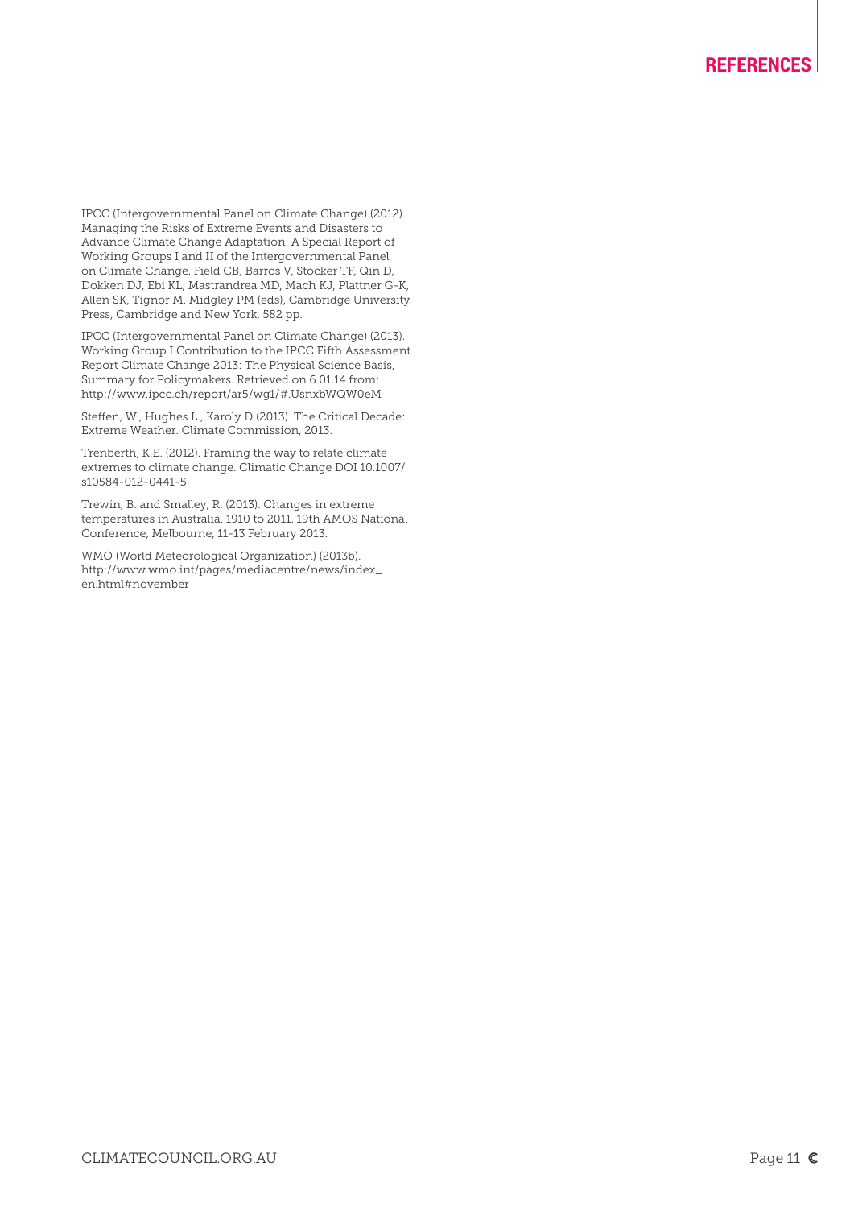# REFERENCES

IPCC (Intergovernmental Panel on Climate Change) (2012). Managing the Risks of Extreme Events and Disasters to Advance Climate Change Adaptation. A Special Report of Working Groups I and II of the Intergovernmental Panel on Climate Change. Field CB, Barros V, Stocker TF, Qin D, Dokken DJ, Ebi KL, Mastrandrea MD, Mach KJ, Plattner G-K, Allen SK, Tignor M, Midgley PM (eds), Cambridge University Press, Cambridge and New York, 582 pp.

IPCC (Intergovernmental Panel on Climate Change) (2013). Working Group I Contribution to the IPCC Fifth Assessment Report Climate Change 2013: The Physical Science Basis, Summary for Policymakers. Retrieved on 6.01.14 from: http://www.ipcc.ch/report/ar5/wg1/#.UsnxbWQW0eM

Steffen, W., Hughes L., Karoly D (2013). The Critical Decade: Extreme Weather. Climate Commission, 2013.

Trenberth, K.E. (2012). Framing the way to relate climate extremes to climate change. Climatic Change DOI 10.1007/s10584-012-0441-5

Trewin, B. and Smalley, R. (2013). Changes in extreme temperatures in Australia, 1910 to 2011. 19th AMOS National Conference, Melbourne, 11-13 February 2013.

WMO (World Meteorological Organization) (2013b). http://www.wmo.int/pages/mediacentre/news/index_en.html#november